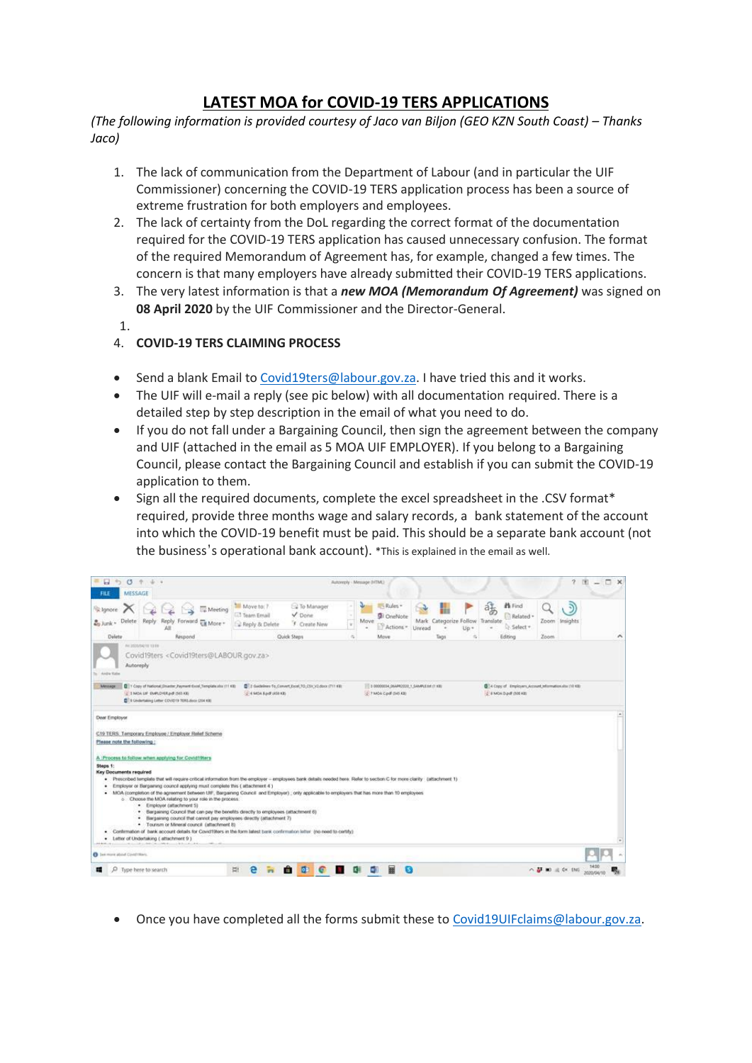# LATEST MOA for COVID-19 TERS APPLICATIONS

*(The following information is provided courtesy of Jaco van Biljon (GEO KZN South Coast) – Thanks Jaco)*

1. The lack of communication from the Department of Labour (and in particular the UIF Commissioner) concerning the COVID-19 TERS application process has been a source of extreme frustration for both employers and employees.
2. The lack of certainty from the DoL regarding the correct format of the documentation required for the COVID-19 TERS application has caused unnecessary confusion. The format of the required Memorandum of Agreement has, for example, changed a few times. The concern is that many employers have already submitted their COVID-19 TERS applications.
3. The very latest information is that a ***new MOA (Memorandum Of Agreement)*** was signed on **08 April 2020** by the UIF Commissioner and the Director-General.
4. **COVID-19 TERS CLAIMING PROCESS**

- Send a blank Email to Covid19ters@labour.gov.za. I have tried this and it works.
- The UIF will e-mail a reply (see pic below) with all documentation required. There is a detailed step by step description in the email of what you need to do.
- If you do not fall under a Bargaining Council, then sign the agreement between the company and UIF (attached in the email as 5 MOA UIF EMPLOYER). If you belong to a Bargaining Council, please contact the Bargaining Council and establish if you can submit the COVID-19 application to them.
- Sign all the required documents, complete the excel spreadsheet in the .CSV format* required, provide three months wage and salary records, a bank statement of the account into which the COVID-19 benefit must be paid. This should be a separate bank account (not the business's operational bank account). *This is explained in the email as well.

- Once you have completed all the forms submit these to Covid19UIFclaims@labour.gov.za.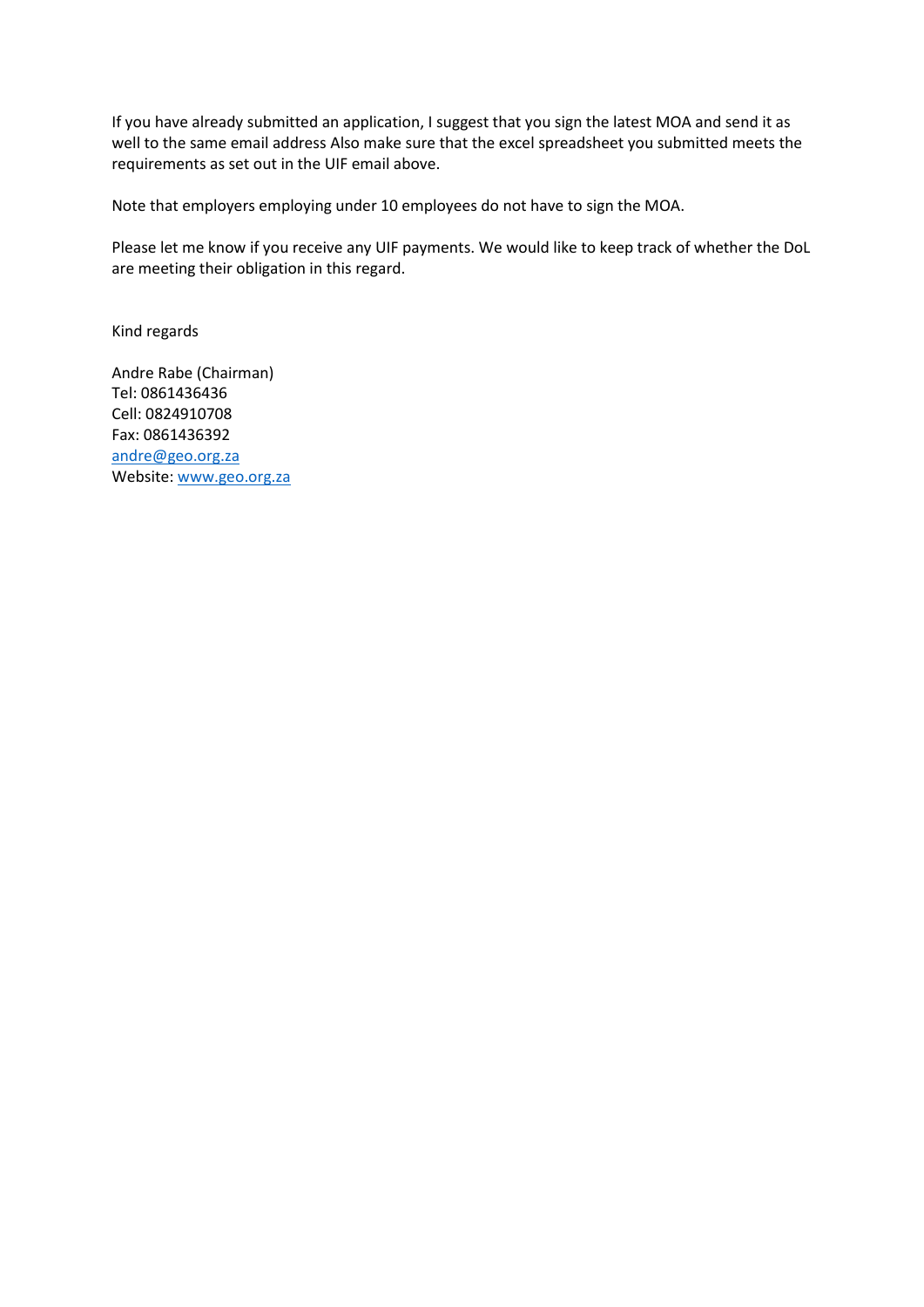If you have already submitted an application, I suggest that you sign the latest MOA and send it as well to the same email address Also make sure that the excel spreadsheet you submitted meets the requirements as set out in the UIF email above.

Note that employers employing under 10 employees do not have to sign the MOA.

Please let me know if you receive any UIF payments. We would like to keep track of whether the DoL are meeting their obligation in this regard.

Kind regards

Andre Rabe (Chairman)  
Tel: 0861436436  
Cell: 0824910708  
Fax: 0861436392  
andre@geo.org.za  
Website: www.geo.org.za